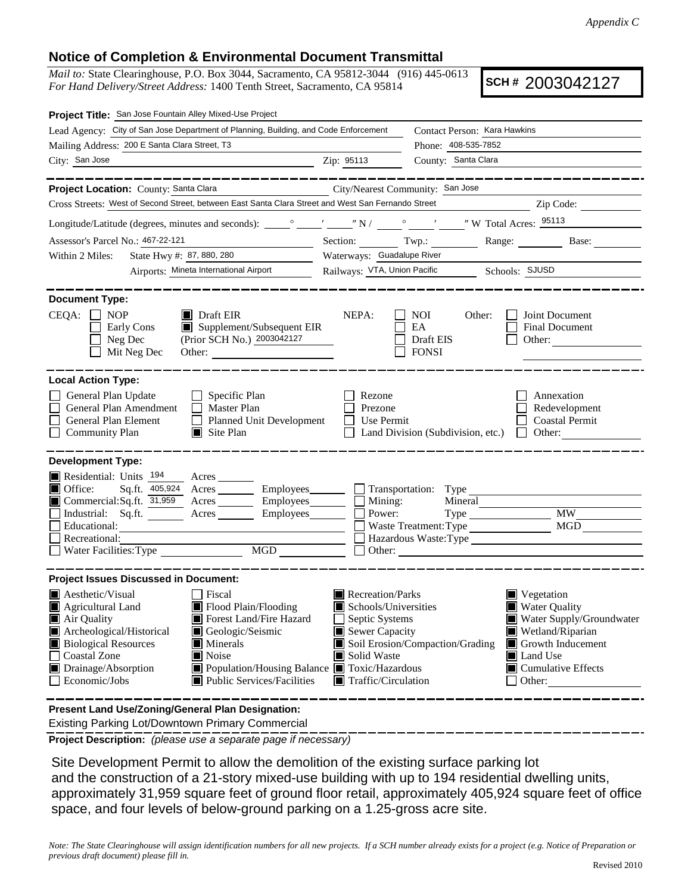*Appendix C*

## Notice of Completion & Environmental Document Transmittal

*Mail to:* State Clearinghouse, P.O. Box 3044, Sacramento, CA 95812-3044 (916) 445-0613
*For Hand Delivery/Street Address:* 1400 Tenth Street, Sacramento, CA 95814

**SCH #** 2003042127

**Project Title:** San Jose Fountain Alley Mixed-Use Project

Lead Agency: City of San Jose Department of Planning, Building, and Code Enforcement
Contact Person: Kara Hawkins
Mailing Address: 200 E Santa Clara Street, T3
Phone: 408-535-7852
City: San Jose
Zip: 95113
County: Santa Clara

**Project Location:** County: Santa Clara
City/Nearest Community: San Jose
Cross Streets: West of Second Street, between East Santa Clara Street and West San Fernando Street
Zip Code:
Longitude/Latitude (degrees, minutes and seconds): ° ′ ″ N / ° ′ ″ W Total Acres: 95113
Assessor's Parcel No.: 467-22-121
Section: Twp.: Range: Base:
Within 2 Miles: State Hwy #: 87, 880, 280
Waterways: Guadalupe River
Airports: Mineta International Airport
Railways: VTA, Union Pacific
Schools: SJUSD

**Document Type:**

CEQA:
- ☐ NOP
- ☐ Early Cons
- ☐ Neg Dec
- ☐ Mit Neg Dec
- ■ Draft EIR
- ■ Supplement/Subsequent EIR (Prior SCH No.) 2003042127
- Other:

NEPA:
- ☐ NOI
- ☐ EA
- ☐ Draft EIS
- ☐ FONSI

Other:
- ☐ Joint Document
- ☐ Final Document
- ☐ Other:

**Local Action Type:**

- ☐ General Plan Update
- ☐ General Plan Amendment
- ☐ General Plan Element
- ☐ Community Plan
- ☐ Specific Plan
- ☐ Master Plan
- ☐ Planned Unit Development
- ■ Site Plan
- ☐ Rezone
- ☐ Prezone
- ☐ Use Permit
- ☐ Land Division (Subdivision, etc.)
- ☐ Annexation
- ☐ Redevelopment
- ☐ Coastal Permit
- ☐ Other:

**Development Type:**

- ■ Residential: Units 194 Acres
- ■ Office: Sq.ft. 405,924 Acres Employees
- ■ Commercial: Sq.ft. 31,959 Acres Employees
- ☐ Industrial: Sq.ft. Acres Employees
- ☐ Educational:
- ☐ Recreational:
- ☐ Water Facilities: Type MGD
- ☐ Transportation: Type
- ☐ Mining: Mineral
- ☐ Power: Type MW
- ☐ Waste Treatment: Type MGD
- ☐ Hazardous Waste: Type
- ☐ Other:

**Project Issues Discussed in Document:**

- ■ Aesthetic/Visual
- ■ Agricultural Land
- ■ Air Quality
- ■ Archeological/Historical
- ■ Biological Resources
- ☐ Coastal Zone
- ■ Drainage/Absorption
- ☐ Economic/Jobs
- ☐ Fiscal
- ■ Flood Plain/Flooding
- ■ Forest Land/Fire Hazard
- ■ Geologic/Seismic
- ■ Minerals
- ■ Noise
- ■ Population/Housing Balance
- ■ Public Services/Facilities
- ■ Recreation/Parks
- ■ Schools/Universities
- ☐ Septic Systems
- ■ Sewer Capacity
- ■ Soil Erosion/Compaction/Grading
- ■ Solid Waste
- ■ Toxic/Hazardous
- ■ Traffic/Circulation
- ■ Vegetation
- ■ Water Quality
- ■ Water Supply/Groundwater
- ■ Wetland/Riparian
- ■ Growth Inducement
- ■ Land Use
- ■ Cumulative Effects
- ☐ Other:

**Present Land Use/Zoning/General Plan Designation:**

Existing Parking Lot/Downtown Primary Commercial

**Project Description:** *(please use a separate page if necessary)*

Site Development Permit to allow the demolition of the existing surface parking lot and the construction of a 21-story mixed-use building with up to 194 residential dwelling units, approximately 31,959 square feet of ground floor retail, approximately 405,924 square feet of office space, and four levels of below-ground parking on a 1.25-gross acre site.

*Note: The State Clearinghouse will assign identification numbers for all new projects. If a SCH number already exists for a project (e.g. Notice of Preparation or previous draft document) please fill in.*

Revised 2010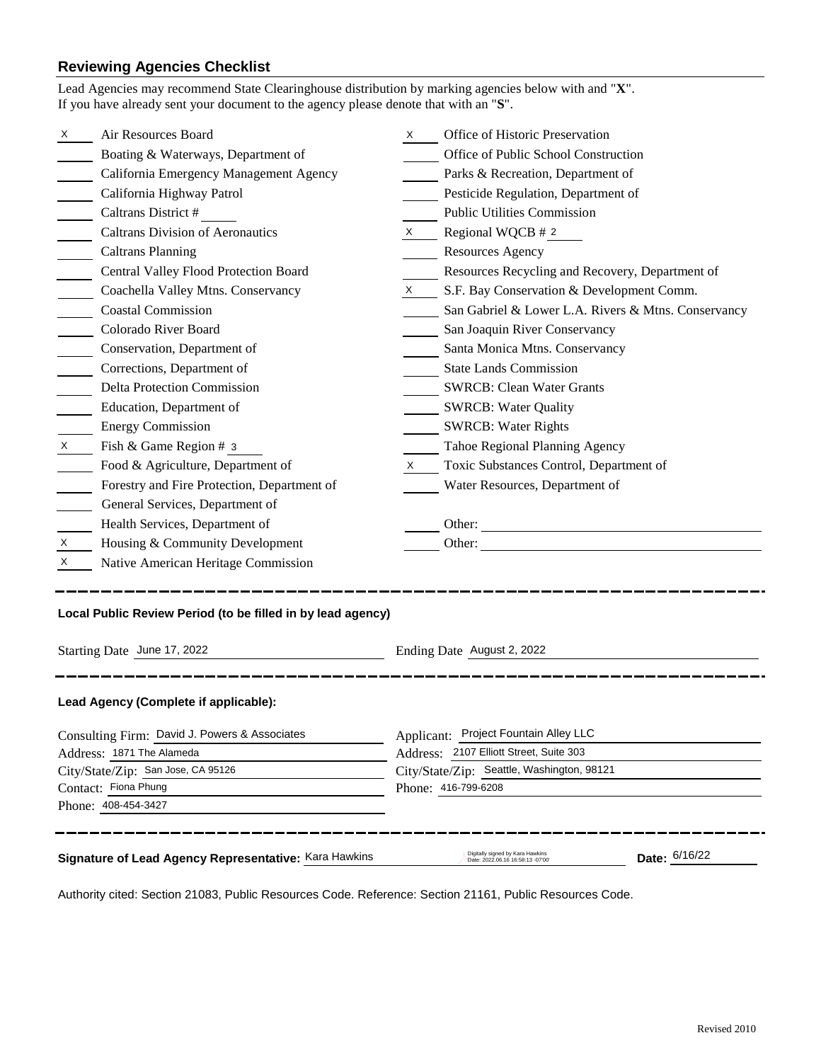## Reviewing Agencies Checklist

Lead Agencies may recommend State Clearinghouse distribution by marking agencies below with and "**X**".
If you have already sent your document to the agency please denote that with an "**S**".

X Air Resources Board
___ Boating & Waterways, Department of
___ California Emergency Management Agency
___ California Highway Patrol
___ Caltrans District # ___
___ Caltrans Division of Aeronautics
___ Caltrans Planning
___ Central Valley Flood Protection Board
___ Coachella Valley Mtns. Conservancy
___ Coastal Commission
___ Colorado River Board
___ Conservation, Department of
___ Corrections, Department of
___ Delta Protection Commission
___ Education, Department of
___ Energy Commission
X Fish & Game Region # 3
___ Food & Agriculture, Department of
___ Forestry and Fire Protection, Department of
___ General Services, Department of
___ Health Services, Department of
X Housing & Community Development
X Native American Heritage Commission

X Office of Historic Preservation
___ Office of Public School Construction
___ Parks & Recreation, Department of
___ Pesticide Regulation, Department of
___ Public Utilities Commission
X Regional WQCB # 2
___ Resources Agency
___ Resources Recycling and Recovery, Department of
X S.F. Bay Conservation & Development Comm.
___ San Gabriel & Lower L.A. Rivers & Mtns. Conservancy
___ San Joaquin River Conservancy
___ Santa Monica Mtns. Conservancy
___ State Lands Commission
___ SWRCB: Clean Water Grants
___ SWRCB: Water Quality
___ SWRCB: Water Rights
___ Tahoe Regional Planning Agency
X Toxic Substances Control, Department of
___ Water Resources, Department of

___ Other: ___
___ Other: ___

---

### Local Public Review Period (to be filled in by lead agency)

Starting Date June 17, 2022 Ending Date August 2, 2022

---

### Lead Agency (Complete if applicable):

Consulting Firm: David J. Powers & Associates
Address: 1871 The Alameda
City/State/Zip: San Jose, CA 95126
Contact: Fiona Phung
Phone: 408-454-3427

Applicant: Project Fountain Alley LLC
Address: 2107 Elliott Street, Suite 303
City/State/Zip: Seattle, Washington, 98121
Phone: 416-799-6208

---

**Signature of Lead Agency Representative:** Kara Hawkins Digitally signed by Kara Hawkins Date: 2022.06.16 16:58:13 -07'00' **Date:** 6/16/22

Authority cited: Section 21083, Public Resources Code. Reference: Section 21161, Public Resources Code.

Revised 2010